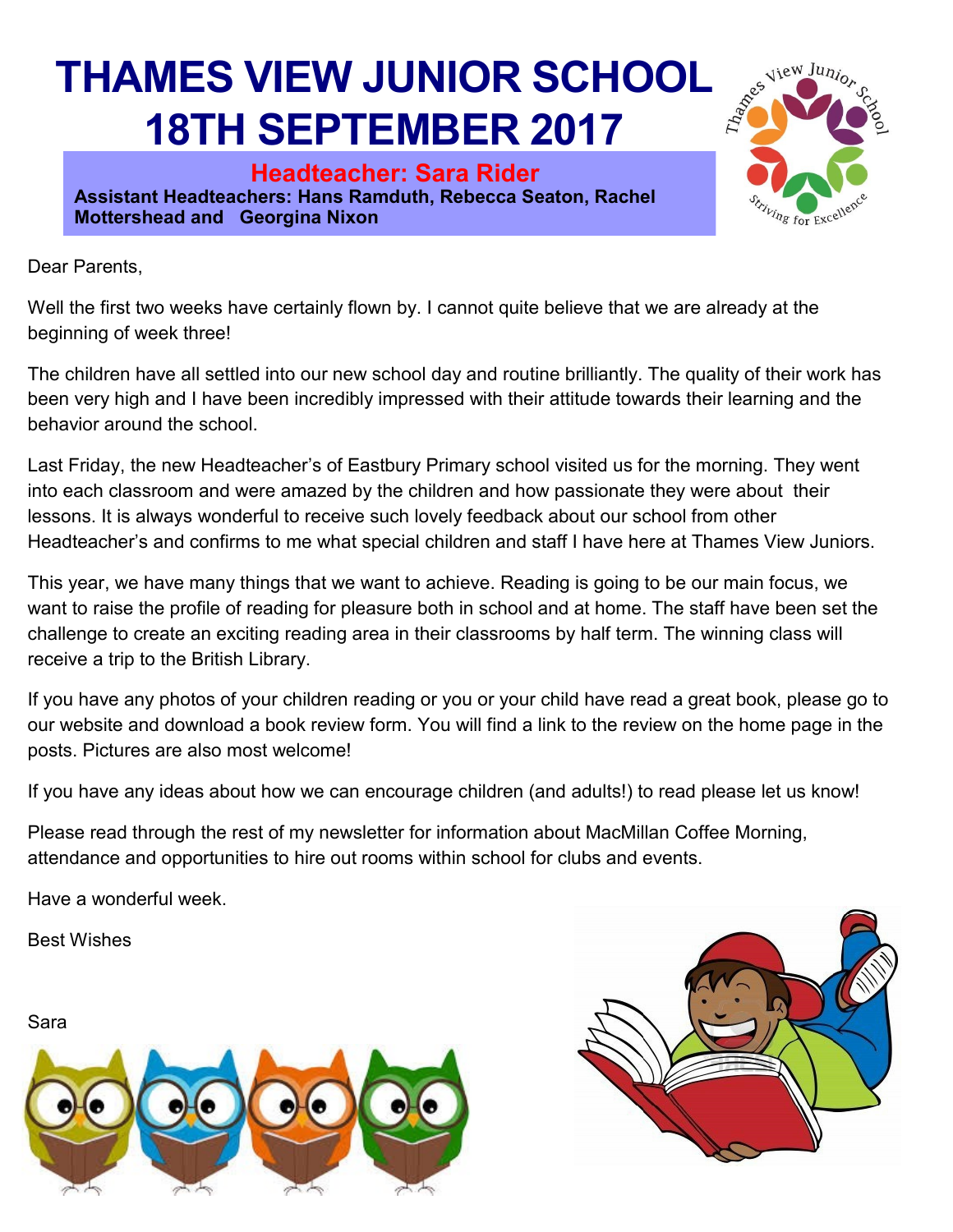# THAMES VIEW JUNIOR SCHOOL
# 18TH SEPTEMBER 2017

**Headteacher: Sara Rider**

**Assistant Headteachers: Hans Ramduth, Rebecca Seaton, Rachel Mottershead and Georgina Nixon**

Dear Parents,

Well the first two weeks have certainly flown by. I cannot quite believe that we are already at the beginning of week three!

The children have all settled into our new school day and routine brilliantly. The quality of their work has been very high and I have been incredibly impressed with their attitude towards their learning and the behavior around the school.

Last Friday, the new Headteacher's of Eastbury Primary school visited us for the morning. They went into each classroom and were amazed by the children and how passionate they were about their lessons. It is always wonderful to receive such lovely feedback about our school from other Headteacher's and confirms to me what special children and staff I have here at Thames View Juniors.

This year, we have many things that we want to achieve. Reading is going to be our main focus, we want to raise the profile of reading for pleasure both in school and at home. The staff have been set the challenge to create an exciting reading area in their classrooms by half term. The winning class will receive a trip to the British Library.

If you have any photos of your children reading or you or your child have read a great book, please go to our website and download a book review form. You will find a link to the review on the home page in the posts. Pictures are also most welcome!

If you have any ideas about how we can encourage children (and adults!) to read please let us know!

Please read through the rest of my newsletter for information about MacMillan Coffee Morning, attendance and opportunities to hire out rooms within school for clubs and events.

Have a wonderful week.

Best Wishes

Sara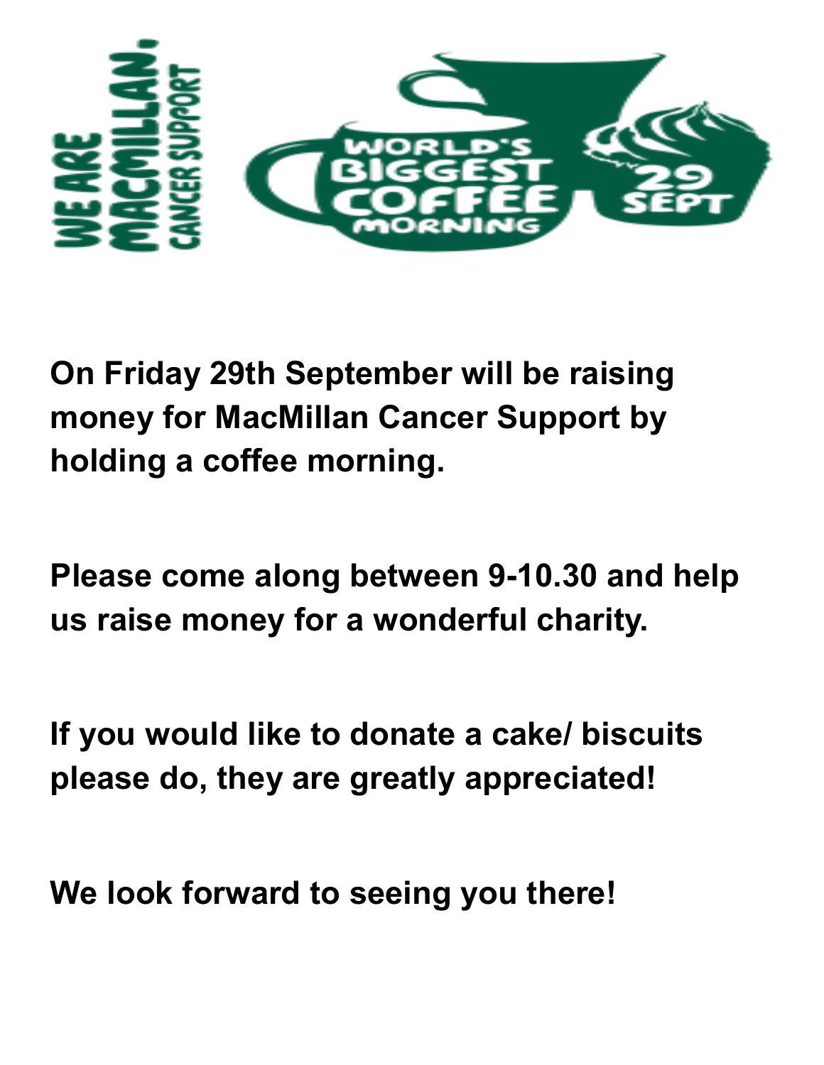WE ARE MACMILLAN. CANCER SUPPORT

WORLD'S BIGGEST COFFEE MORNING 29 SEPT

**On Friday 29th September will be raising money for MacMillan Cancer Support by holding a coffee morning.**

**Please come along between 9-10.30 and help us raise money for a wonderful charity.**

**If you would like to donate a cake/ biscuits please do, they are greatly appreciated!**

**We look forward to seeing you there!**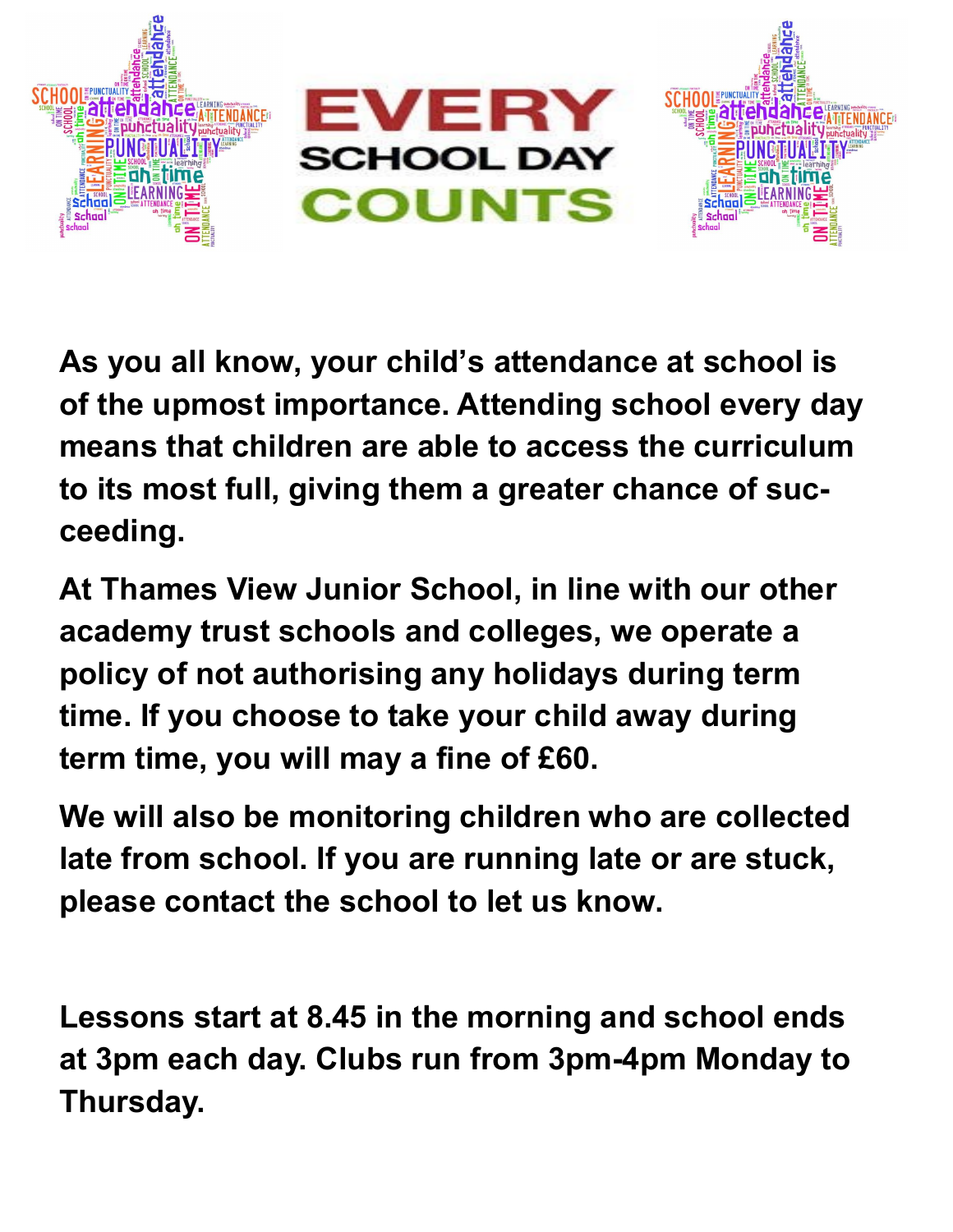# EVERY SCHOOL DAY COUNTS

**As you all know, your child's attendance at school is of the upmost importance. Attending school every day means that children are able to access the curriculum to its most full, giving them a greater chance of succeeding.**

**At Thames View Junior School, in line with our other academy trust schools and colleges, we operate a policy of not authorising any holidays during term time. If you choose to take your child away during term time, you will may a fine of £60.**

**We will also be monitoring children who are collected late from school. If you are running late or are stuck, please contact the school to let us know.**

**Lessons start at 8.45 in the morning and school ends at 3pm each day. Clubs run from 3pm-4pm Monday to Thursday.**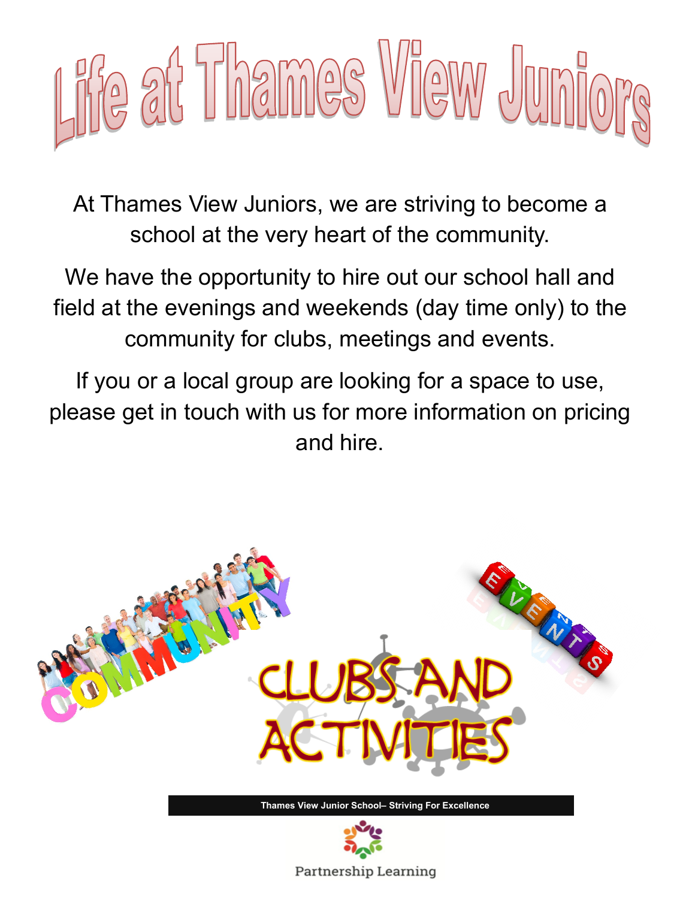# Life at Thames View Juniors

At Thames View Juniors, we are striving to become a school at the very heart of the community.

We have the opportunity to hire out our school hall and field at the evenings and weekends (day time only) to the community for clubs, meetings and events.

If you or a local group are looking for a space to use, please get in touch with us for more information on pricing and hire.

COMMUNITY

EVENTS

CLUBS AND ACTIVITIES

Thames View Junior School– Striving For Excellence

Partnership Learning